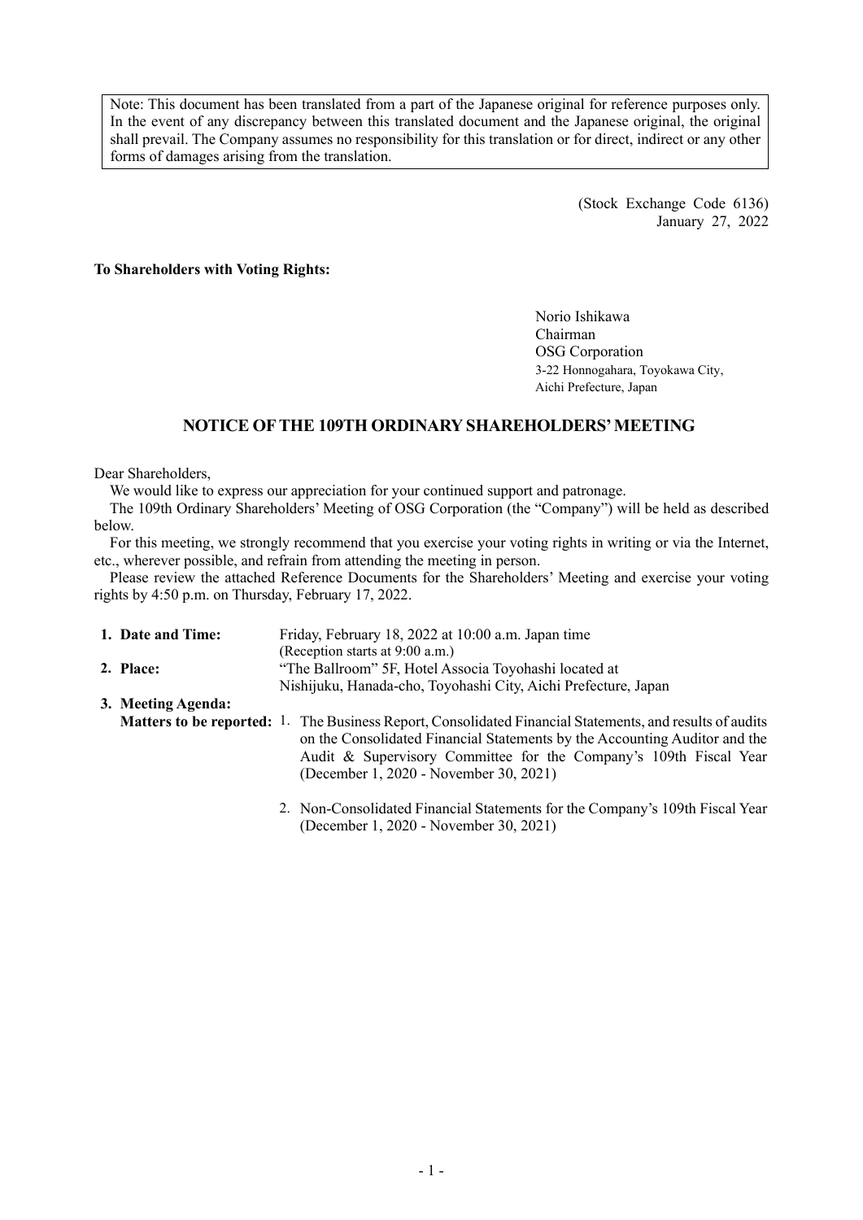Note: This document has been translated from a part of the Japanese original for reference purposes only. In the event of any discrepancy between this translated document and the Japanese original, the original shall prevail. The Company assumes no responsibility for this translation or for direct, indirect or any other forms of damages arising from the translation.

(Stock Exchange Code 6136)
January 27, 2022

**To Shareholders with Voting Rights:**

Norio Ishikawa
Chairman
OSG Corporation
3-22 Honnogahara, Toyokawa City,
Aichi Prefecture, Japan

## NOTICE OF THE 109TH ORDINARY SHAREHOLDERS' MEETING

Dear Shareholders,

We would like to express our appreciation for your continued support and patronage.

The 109th Ordinary Shareholders' Meeting of OSG Corporation (the "Company") will be held as described below.

For this meeting, we strongly recommend that you exercise your voting rights in writing or via the Internet, etc., wherever possible, and refrain from attending the meeting in person.

Please review the attached Reference Documents for the Shareholders' Meeting and exercise your voting rights by 4:50 p.m. on Thursday, February 17, 2022.

**1. Date and Time:** Friday, February 18, 2022 at 10:00 a.m. Japan time
(Reception starts at 9:00 a.m.)

**2. Place:** "The Ballroom" 5F, Hotel Associa Toyohashi located at
Nishijuku, Hanada-cho, Toyohashi City, Aichi Prefecture, Japan

**3. Meeting Agenda:**

**Matters to be reported:**

1. The Business Report, Consolidated Financial Statements, and results of audits on the Consolidated Financial Statements by the Accounting Auditor and the Audit & Supervisory Committee for the Company's 109th Fiscal Year (December 1, 2020 - November 30, 2021)
2. Non-Consolidated Financial Statements for the Company's 109th Fiscal Year (December 1, 2020 - November 30, 2021)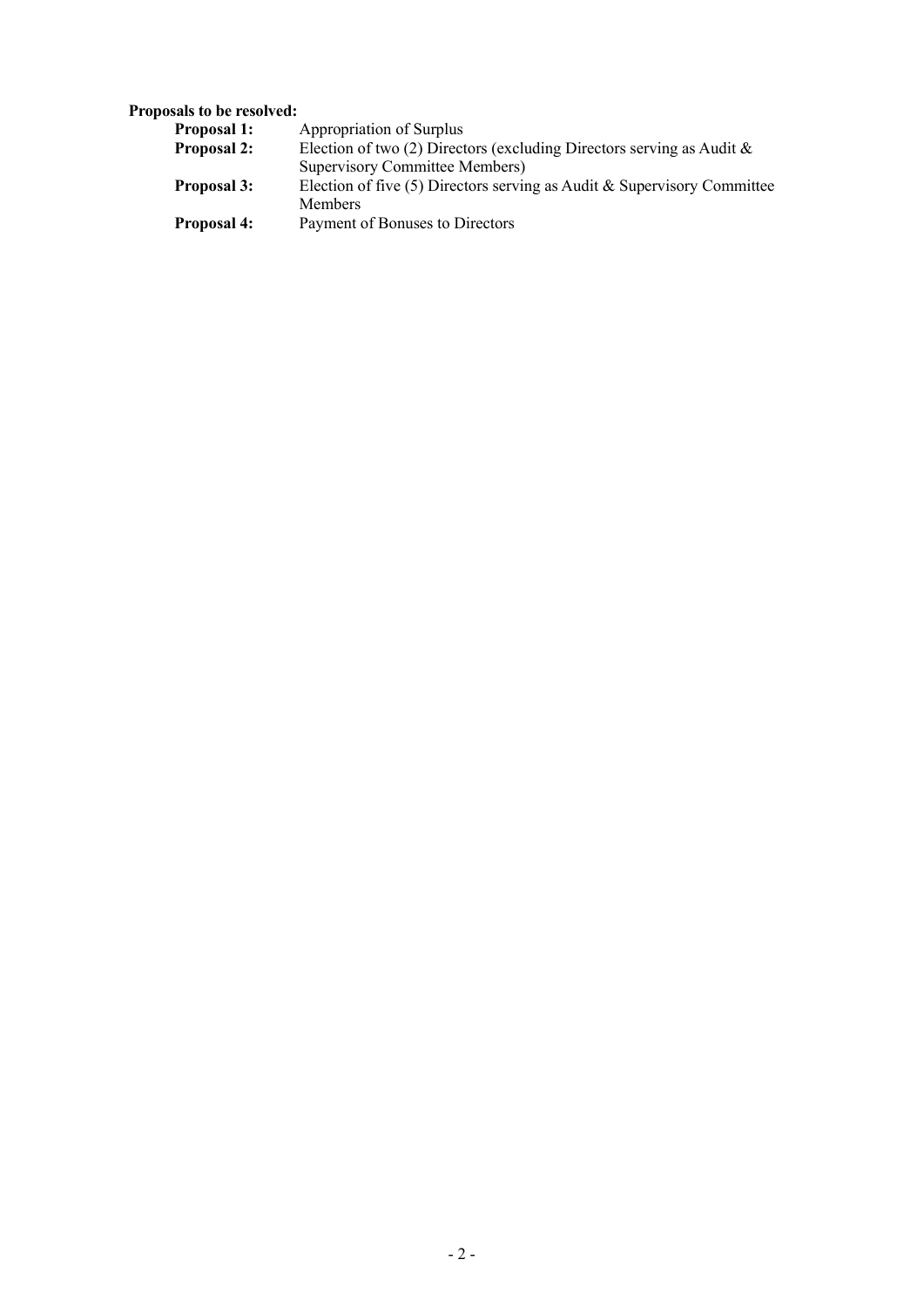**Proposals to be resolved:**

| | |
|---|---|
| **Proposal 1:** | Appropriation of Surplus |
| **Proposal 2:** | Election of two (2) Directors (excluding Directors serving as Audit & Supervisory Committee Members) |
| **Proposal 3:** | Election of five (5) Directors serving as Audit & Supervisory Committee Members |
| **Proposal 4:** | Payment of Bonuses to Directors |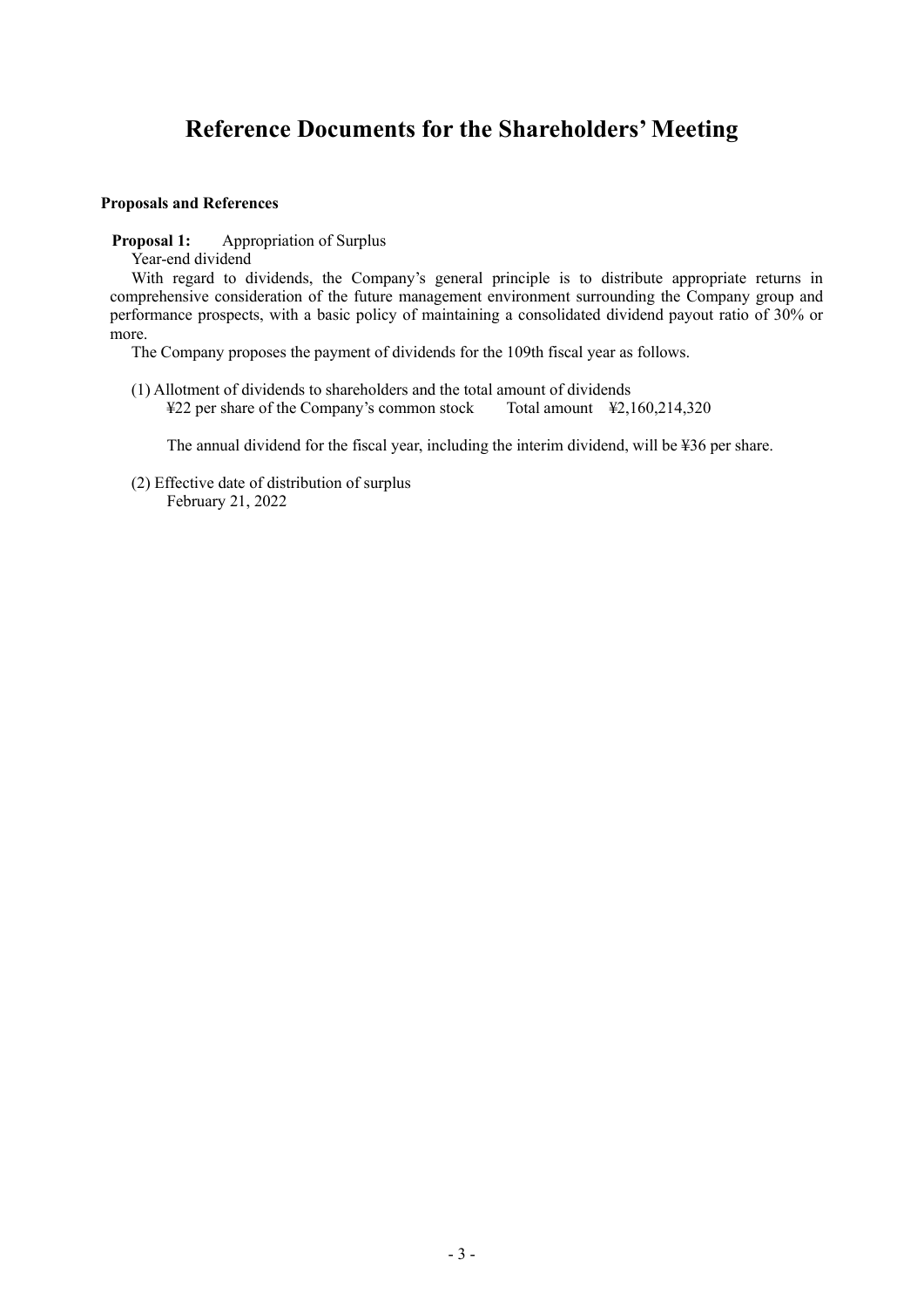# Reference Documents for the Shareholders' Meeting

**Proposals and References**

**Proposal 1:** Appropriation of Surplus

Year-end dividend

With regard to dividends, the Company's general principle is to distribute appropriate returns in comprehensive consideration of the future management environment surrounding the Company group and performance prospects, with a basic policy of maintaining a consolidated dividend payout ratio of 30% or more.

The Company proposes the payment of dividends for the 109th fiscal year as follows.

(1) Allotment of dividends to shareholders and the total amount of dividends
¥22 per share of the Company's common stock    Total amount ¥2,160,214,320

The annual dividend for the fiscal year, including the interim dividend, will be ¥36 per share.

(2) Effective date of distribution of surplus
February 21, 2022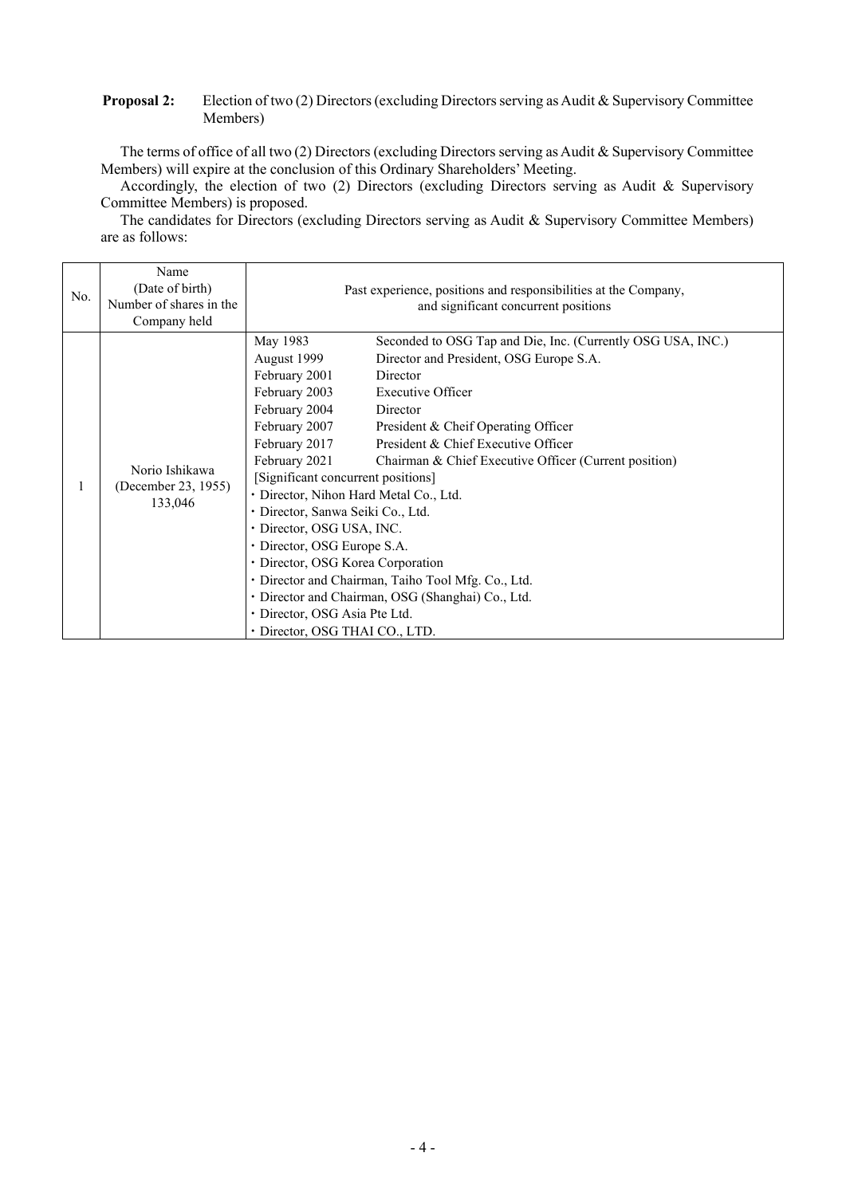**Proposal 2:** Election of two (2) Directors (excluding Directors serving as Audit & Supervisory Committee Members)

The terms of office of all two (2) Directors (excluding Directors serving as Audit & Supervisory Committee Members) will expire at the conclusion of this Ordinary Shareholders' Meeting.

Accordingly, the election of two (2) Directors (excluding Directors serving as Audit & Supervisory Committee Members) is proposed.

The candidates for Directors (excluding Directors serving as Audit & Supervisory Committee Members) are as follows:

| No. | Name (Date of birth) Number of shares in the Company held | Past experience, positions and responsibilities at the Company, and significant concurrent positions |
|---|---|---|
| 1 | Norio Ishikawa (December 23, 1955) 133,046 | May 1983 Seconded to OSG Tap and Die, Inc. (Currently OSG USA, INC.)<br>August 1999 Director and President, OSG Europe S.A.<br>February 2001 Director<br>February 2003 Executive Officer<br>February 2004 Director<br>February 2007 President & Cheif Operating Officer<br>February 2017 President & Chief Executive Officer<br>February 2021 Chairman & Chief Executive Officer (Current position)<br>[Significant concurrent positions]<br>・Director, Nihon Hard Metal Co., Ltd.<br>・Director, Sanwa Seiki Co., Ltd.<br>・Director, OSG USA, INC.<br>・Director, OSG Europe S.A.<br>・Director, OSG Korea Corporation<br>・Director and Chairman, Taiho Tool Mfg. Co., Ltd.<br>・Director and Chairman, OSG (Shanghai) Co., Ltd.<br>・Director, OSG Asia Pte Ltd.<br>・Director, OSG THAI CO., LTD. |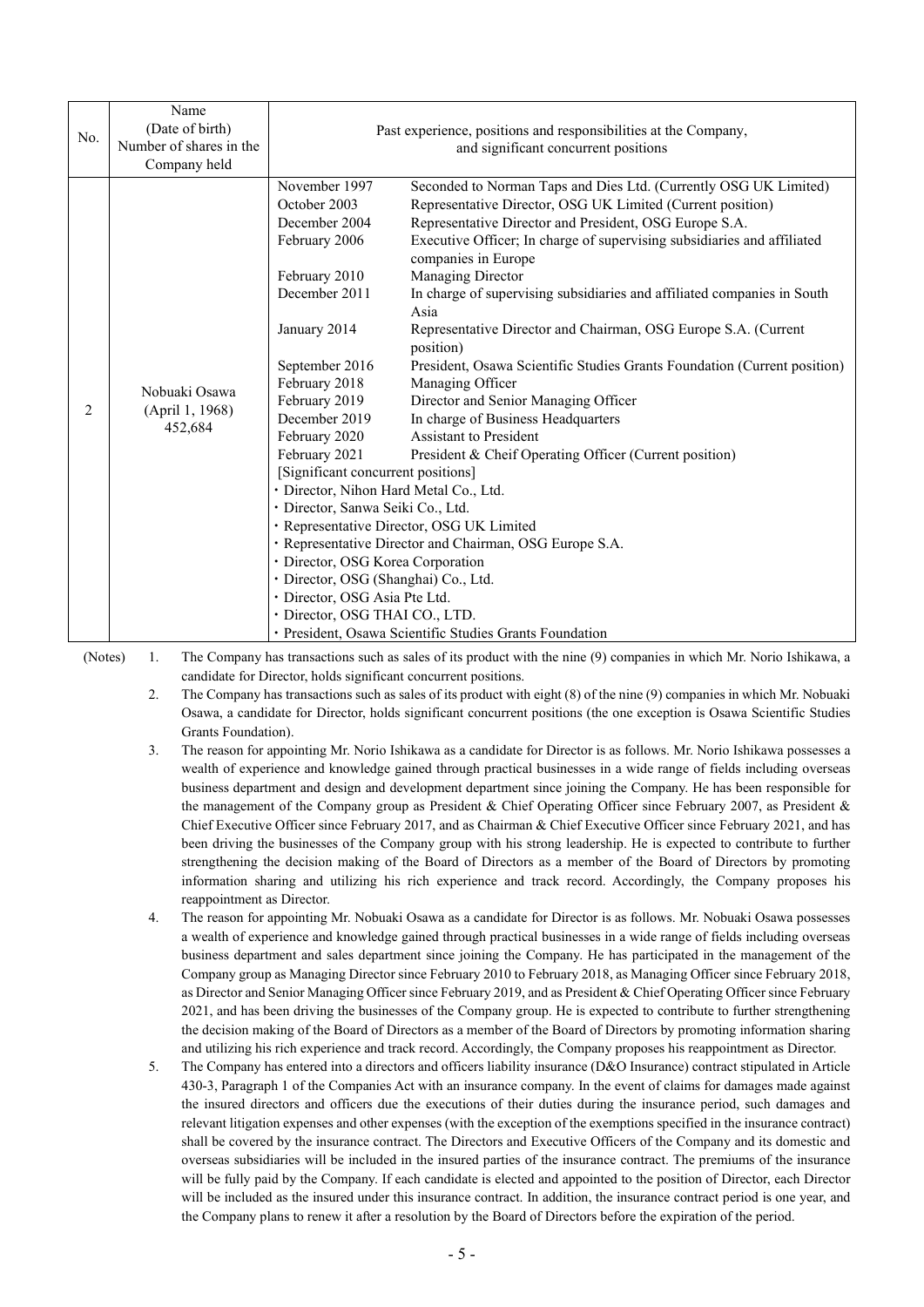| No. | Name (Date of birth) Number of shares in the Company held | Past experience, positions and responsibilities at the Company, and significant concurrent positions | |
|---|---|---|---|
| 2 | Nobuaki Osawa (April 1, 1968) 452,684 | November 1997 | Seconded to Norman Taps and Dies Ltd. (Currently OSG UK Limited) |
| | | October 2003 | Representative Director, OSG UK Limited (Current position) |
| | | December 2004 | Representative Director and President, OSG Europe S.A. |
| | | February 2006 | Executive Officer; In charge of supervising subsidiaries and affiliated companies in Europe |
| | | February 2010 | Managing Director |
| | | December 2011 | In charge of supervising subsidiaries and affiliated companies in South Asia |
| | | January 2014 | Representative Director and Chairman, OSG Europe S.A. (Current position) |
| | | September 2016 | President, Osawa Scientific Studies Grants Foundation (Current position) |
| | | February 2018 | Managing Officer |
| | | February 2019 | Director and Senior Managing Officer |
| | | December 2019 | In charge of Business Headquarters |
| | | February 2020 | Assistant to President |
| | | February 2021 | President & Cheif Operating Officer (Current position) |
| | | [Significant concurrent positions]<br>・Director, Nihon Hard Metal Co., Ltd.<br>・Director, Sanwa Seiki Co., Ltd.<br>・Representative Director, OSG UK Limited<br>・Representative Director and Chairman, OSG Europe S.A.<br>・Director, OSG Korea Corporation<br>・Director, OSG (Shanghai) Co., Ltd.<br>・Director, OSG Asia Pte Ltd.<br>・Director, OSG THAI CO., LTD.<br>・President, Osawa Scientific Studies Grants Foundation | |

(Notes)

1. The Company has transactions such as sales of its product with the nine (9) companies in which Mr. Norio Ishikawa, a candidate for Director, holds significant concurrent positions.
2. The Company has transactions such as sales of its product with eight (8) of the nine (9) companies in which Mr. Nobuaki Osawa, a candidate for Director, holds significant concurrent positions (the one exception is Osawa Scientific Studies Grants Foundation).
3. The reason for appointing Mr. Norio Ishikawa as a candidate for Director is as follows. Mr. Norio Ishikawa possesses a wealth of experience and knowledge gained through practical businesses in a wide range of fields including overseas business department and design and development department since joining the Company. He has been responsible for the management of the Company group as President & Chief Operating Officer since February 2007, as President & Chief Executive Officer since February 2017, and as Chairman & Chief Executive Officer since February 2021, and has been driving the businesses of the Company group with his strong leadership. He is expected to contribute to further strengthening the decision making of the Board of Directors as a member of the Board of Directors by promoting information sharing and utilizing his rich experience and track record. Accordingly, the Company proposes his reappointment as Director.
4. The reason for appointing Mr. Nobuaki Osawa as a candidate for Director is as follows. Mr. Nobuaki Osawa possesses a wealth of experience and knowledge gained through practical businesses in a wide range of fields including overseas business department and sales department since joining the Company. He has participated in the management of the Company group as Managing Director since February 2010 to February 2018, as Managing Officer since February 2018, as Director and Senior Managing Officer since February 2019, and as President & Chief Operating Officer since February 2021, and has been driving the businesses of the Company group. He is expected to contribute to further strengthening the decision making of the Board of Directors as a member of the Board of Directors by promoting information sharing and utilizing his rich experience and track record. Accordingly, the Company proposes his reappointment as Director.
5. The Company has entered into a directors and officers liability insurance (D&O Insurance) contract stipulated in Article 430-3, Paragraph 1 of the Companies Act with an insurance company. In the event of claims for damages made against the insured directors and officers due the executions of their duties during the insurance period, such damages and relevant litigation expenses and other expenses (with the exception of the exemptions specified in the insurance contract) shall be covered by the insurance contract. The Directors and Executive Officers of the Company and its domestic and overseas subsidiaries will be included in the insured parties of the insurance contract. The premiums of the insurance will be fully paid by the Company. If each candidate is elected and appointed to the position of Director, each Director will be included as the insured under this insurance contract. In addition, the insurance contract period is one year, and the Company plans to renew it after a resolution by the Board of Directors before the expiration of the period.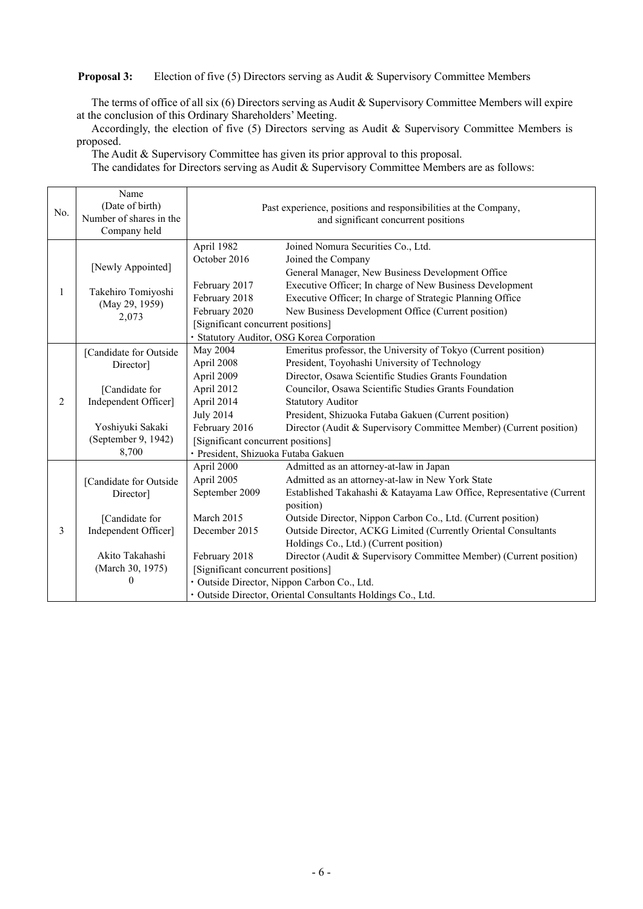**Proposal 3:** Election of five (5) Directors serving as Audit & Supervisory Committee Members

The terms of office of all six (6) Directors serving as Audit & Supervisory Committee Members will expire at the conclusion of this Ordinary Shareholders' Meeting.

Accordingly, the election of five (5) Directors serving as Audit & Supervisory Committee Members is proposed.

The Audit & Supervisory Committee has given its prior approval to this proposal.

The candidates for Directors serving as Audit & Supervisory Committee Members are as follows:

| No. | Name (Date of birth) Number of shares in the Company held | Past experience, positions and responsibilities at the Company, and significant concurrent positions | |
|---|---|---|---|
| 1 | [Newly Appointed]<br><br>Takehiro Tomiyoshi<br>(May 29, 1959)<br>2,073 | April 1982 | Joined Nomura Securities Co., Ltd. |
| | | October 2016 | Joined the Company<br>General Manager, New Business Development Office |
| | | February 2017 | Executive Officer; In charge of New Business Development |
| | | February 2018 | Executive Officer; In charge of Strategic Planning Office |
| | | February 2020 | New Business Development Office (Current position) |
| | | [Significant concurrent positions]<br>・Statutory Auditor, OSG Korea Corporation | |
| 2 | [Candidate for Outside Director]<br><br>[Candidate for Independent Officer]<br><br>Yoshiyuki Sakaki<br>(September 9, 1942)<br>8,700 | May 2004 | Emeritus professor, the University of Tokyo (Current position) |
| | | April 2008 | President, Toyohashi University of Technology |
| | | April 2009 | Director, Osawa Scientific Studies Grants Foundation |
| | | April 2012 | Councilor, Osawa Scientific Studies Grants Foundation |
| | | April 2014 | Statutory Auditor |
| | | July 2014 | President, Shizuoka Futaba Gakuen (Current position) |
| | | February 2016 | Director (Audit & Supervisory Committee Member) (Current position) |
| | | [Significant concurrent positions]<br>・President, Shizuoka Futaba Gakuen | |
| 3 | [Candidate for Outside Director]<br><br>[Candidate for Independent Officer]<br><br>Akito Takahashi<br>(March 30, 1975)<br>0 | April 2000 | Admitted as an attorney-at-law in Japan |
| | | April 2005 | Admitted as an attorney-at-law in New York State |
| | | September 2009 | Established Takahashi & Katayama Law Office, Representative (Current position) |
| | | March 2015 | Outside Director, Nippon Carbon Co., Ltd. (Current position) |
| | | December 2015 | Outside Director, ACKG Limited (Currently Oriental Consultants Holdings Co., Ltd.) (Current position) |
| | | February 2018 | Director (Audit & Supervisory Committee Member) (Current position) |
| | | [Significant concurrent positions]<br>・Outside Director, Nippon Carbon Co., Ltd.<br>・Outside Director, Oriental Consultants Holdings Co., Ltd. | |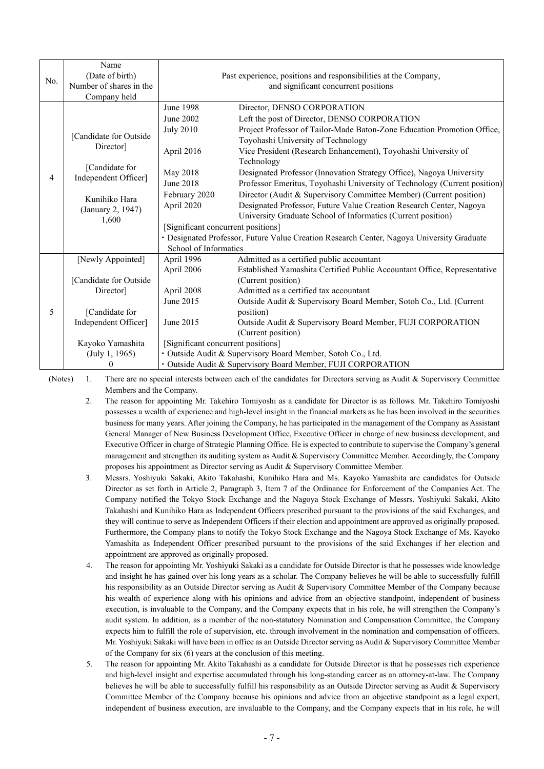| No. | Name (Date of birth) Number of shares in the Company held | Past experience, positions and responsibilities at the Company, and significant concurrent positions | |
|---|---|---|---|
| 4 | [Candidate for Outside Director]<br><br>[Candidate for Independent Officer]<br><br>Kunihiko Hara<br>(January 2, 1947)<br>1,600 | June 1998 | Director, DENSO CORPORATION |
| | | June 2002 | Left the post of Director, DENSO CORPORATION |
| | | July 2010 | Project Professor of Tailor-Made Baton-Zone Education Promotion Office, Toyohashi University of Technology |
| | | April 2016 | Vice President (Research Enhancement), Toyohashi University of Technology |
| | | May 2018 | Designated Professor (Innovation Strategy Office), Nagoya University |
| | | June 2018 | Professor Emeritus, Toyohashi University of Technology (Current position) |
| | | February 2020 | Director (Audit & Supervisory Committee Member) (Current position) |
| | | April 2020 | Designated Professor, Future Value Creation Research Center, Nagoya University Graduate School of Informatics (Current position) |
| | | [Significant concurrent positions]<br>・Designated Professor, Future Value Creation Research Center, Nagoya University Graduate School of Informatics | |
| 5 | [Newly Appointed]<br><br>[Candidate for Outside Director]<br><br>[Candidate for Independent Officer]<br><br>Kayoko Yamashita<br>(July 1, 1965)<br>0 | April 1996 | Admitted as a certified public accountant |
| | | April 2006 | Established Yamashita Certified Public Accountant Office, Representative (Current position) |
| | | April 2008 | Admitted as a certified tax accountant |
| | | June 2015 | Outside Audit & Supervisory Board Member, Sotoh Co., Ltd. (Current position) |
| | | June 2015 | Outside Audit & Supervisory Board Member, FUJI CORPORATION (Current position) |
| | | [Significant concurrent positions]<br>・Outside Audit & Supervisory Board Member, Sotoh Co., Ltd.<br>・Outside Audit & Supervisory Board Member, FUJI CORPORATION | |

(Notes)

1. There are no special interests between each of the candidates for Directors serving as Audit & Supervisory Committee Members and the Company.
2. The reason for appointing Mr. Takehiro Tomiyoshi as a candidate for Director is as follows. Mr. Takehiro Tomiyoshi possesses a wealth of experience and high-level insight in the financial markets as he has been involved in the securities business for many years. After joining the Company, he has participated in the management of the Company as Assistant General Manager of New Business Development Office, Executive Officer in charge of new business development, and Executive Officer in charge of Strategic Planning Office. He is expected to contribute to supervise the Company's general management and strengthen its auditing system as Audit & Supervisory Committee Member. Accordingly, the Company proposes his appointment as Director serving as Audit & Supervisory Committee Member.
3. Messrs. Yoshiyuki Sakaki, Akito Takahashi, Kunihiko Hara and Ms. Kayoko Yamashita are candidates for Outside Director as set forth in Article 2, Paragraph 3, Item 7 of the Ordinance for Enforcement of the Companies Act. The Company notified the Tokyo Stock Exchange and the Nagoya Stock Exchange of Messrs. Yoshiyuki Sakaki, Akito Takahashi and Kunihiko Hara as Independent Officers prescribed pursuant to the provisions of the said Exchanges, and they will continue to serve as Independent Officers if their election and appointment are approved as originally proposed. Furthermore, the Company plans to notify the Tokyo Stock Exchange and the Nagoya Stock Exchange of Ms. Kayoko Yamashita as Independent Officer prescribed pursuant to the provisions of the said Exchanges if her election and appointment are approved as originally proposed.
4. The reason for appointing Mr. Yoshiyuki Sakaki as a candidate for Outside Director is that he possesses wide knowledge and insight he has gained over his long years as a scholar. The Company believes he will be able to successfully fulfill his responsibility as an Outside Director serving as Audit & Supervisory Committee Member of the Company because his wealth of experience along with his opinions and advice from an objective standpoint, independent of business execution, is invaluable to the Company, and the Company expects that in his role, he will strengthen the Company's audit system. In addition, as a member of the non-statutory Nomination and Compensation Committee, the Company expects him to fulfill the role of supervision, etc. through involvement in the nomination and compensation of officers. Mr. Yoshiyuki Sakaki will have been in office as an Outside Director serving as Audit & Supervisory Committee Member of the Company for six (6) years at the conclusion of this meeting.
5. The reason for appointing Mr. Akito Takahashi as a candidate for Outside Director is that he possesses rich experience and high-level insight and expertise accumulated through his long-standing career as an attorney-at-law. The Company believes he will be able to successfully fulfill his responsibility as an Outside Director serving as Audit & Supervisory Committee Member of the Company because his opinions and advice from an objective standpoint as a legal expert, independent of business execution, are invaluable to the Company, and the Company expects that in his role, he will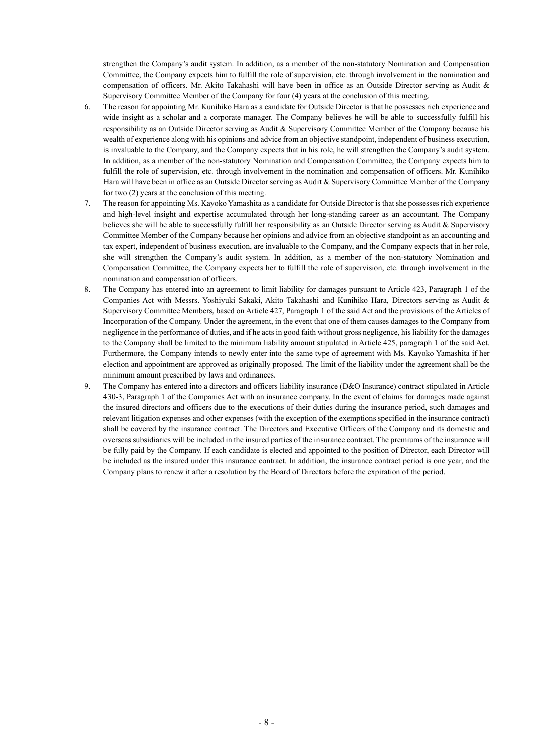strengthen the Company's audit system. In addition, as a member of the non-statutory Nomination and Compensation Committee, the Company expects him to fulfill the role of supervision, etc. through involvement in the nomination and compensation of officers. Mr. Akito Takahashi will have been in office as an Outside Director serving as Audit & Supervisory Committee Member of the Company for four (4) years at the conclusion of this meeting.

6. The reason for appointing Mr. Kunihiko Hara as a candidate for Outside Director is that he possesses rich experience and wide insight as a scholar and a corporate manager. The Company believes he will be able to successfully fulfill his responsibility as an Outside Director serving as Audit & Supervisory Committee Member of the Company because his wealth of experience along with his opinions and advice from an objective standpoint, independent of business execution, is invaluable to the Company, and the Company expects that in his role, he will strengthen the Company's audit system. In addition, as a member of the non-statutory Nomination and Compensation Committee, the Company expects him to fulfill the role of supervision, etc. through involvement in the nomination and compensation of officers. Mr. Kunihiko Hara will have been in office as an Outside Director serving as Audit & Supervisory Committee Member of the Company for two (2) years at the conclusion of this meeting.
7. The reason for appointing Ms. Kayoko Yamashita as a candidate for Outside Director is that she possesses rich experience and high-level insight and expertise accumulated through her long-standing career as an accountant. The Company believes she will be able to successfully fulfill her responsibility as an Outside Director serving as Audit & Supervisory Committee Member of the Company because her opinions and advice from an objective standpoint as an accounting and tax expert, independent of business execution, are invaluable to the Company, and the Company expects that in her role, she will strengthen the Company's audit system. In addition, as a member of the non-statutory Nomination and Compensation Committee, the Company expects her to fulfill the role of supervision, etc. through involvement in the nomination and compensation of officers.
8. The Company has entered into an agreement to limit liability for damages pursuant to Article 423, Paragraph 1 of the Companies Act with Messrs. Yoshiyuki Sakaki, Akito Takahashi and Kunihiko Hara, Directors serving as Audit & Supervisory Committee Members, based on Article 427, Paragraph 1 of the said Act and the provisions of the Articles of Incorporation of the Company. Under the agreement, in the event that one of them causes damages to the Company from negligence in the performance of duties, and if he acts in good faith without gross negligence, his liability for the damages to the Company shall be limited to the minimum liability amount stipulated in Article 425, paragraph 1 of the said Act. Furthermore, the Company intends to newly enter into the same type of agreement with Ms. Kayoko Yamashita if her election and appointment are approved as originally proposed. The limit of the liability under the agreement shall be the minimum amount prescribed by laws and ordinances.
9. The Company has entered into a directors and officers liability insurance (D&O Insurance) contract stipulated in Article 430-3, Paragraph 1 of the Companies Act with an insurance company. In the event of claims for damages made against the insured directors and officers due to the executions of their duties during the insurance period, such damages and relevant litigation expenses and other expenses (with the exception of the exemptions specified in the insurance contract) shall be covered by the insurance contract. The Directors and Executive Officers of the Company and its domestic and overseas subsidiaries will be included in the insured parties of the insurance contract. The premiums of the insurance will be fully paid by the Company. If each candidate is elected and appointed to the position of Director, each Director will be included as the insured under this insurance contract. In addition, the insurance contract period is one year, and the Company plans to renew it after a resolution by the Board of Directors before the expiration of the period.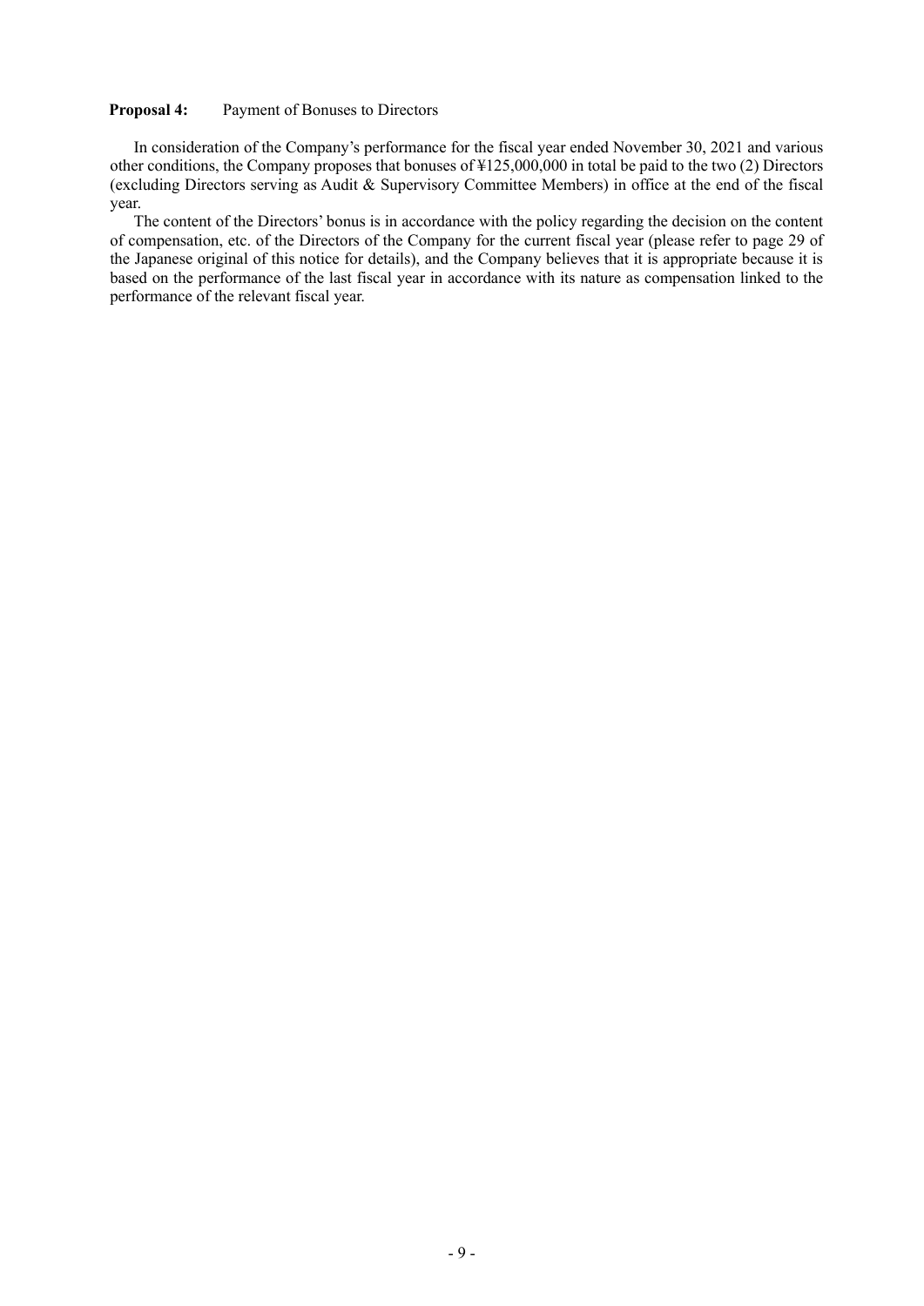**Proposal 4:** Payment of Bonuses to Directors

In consideration of the Company's performance for the fiscal year ended November 30, 2021 and various other conditions, the Company proposes that bonuses of ¥125,000,000 in total be paid to the two (2) Directors (excluding Directors serving as Audit & Supervisory Committee Members) in office at the end of the fiscal year.

The content of the Directors' bonus is in accordance with the policy regarding the decision on the content of compensation, etc. of the Directors of the Company for the current fiscal year (please refer to page 29 of the Japanese original of this notice for details), and the Company believes that it is appropriate because it is based on the performance of the last fiscal year in accordance with its nature as compensation linked to the performance of the relevant fiscal year.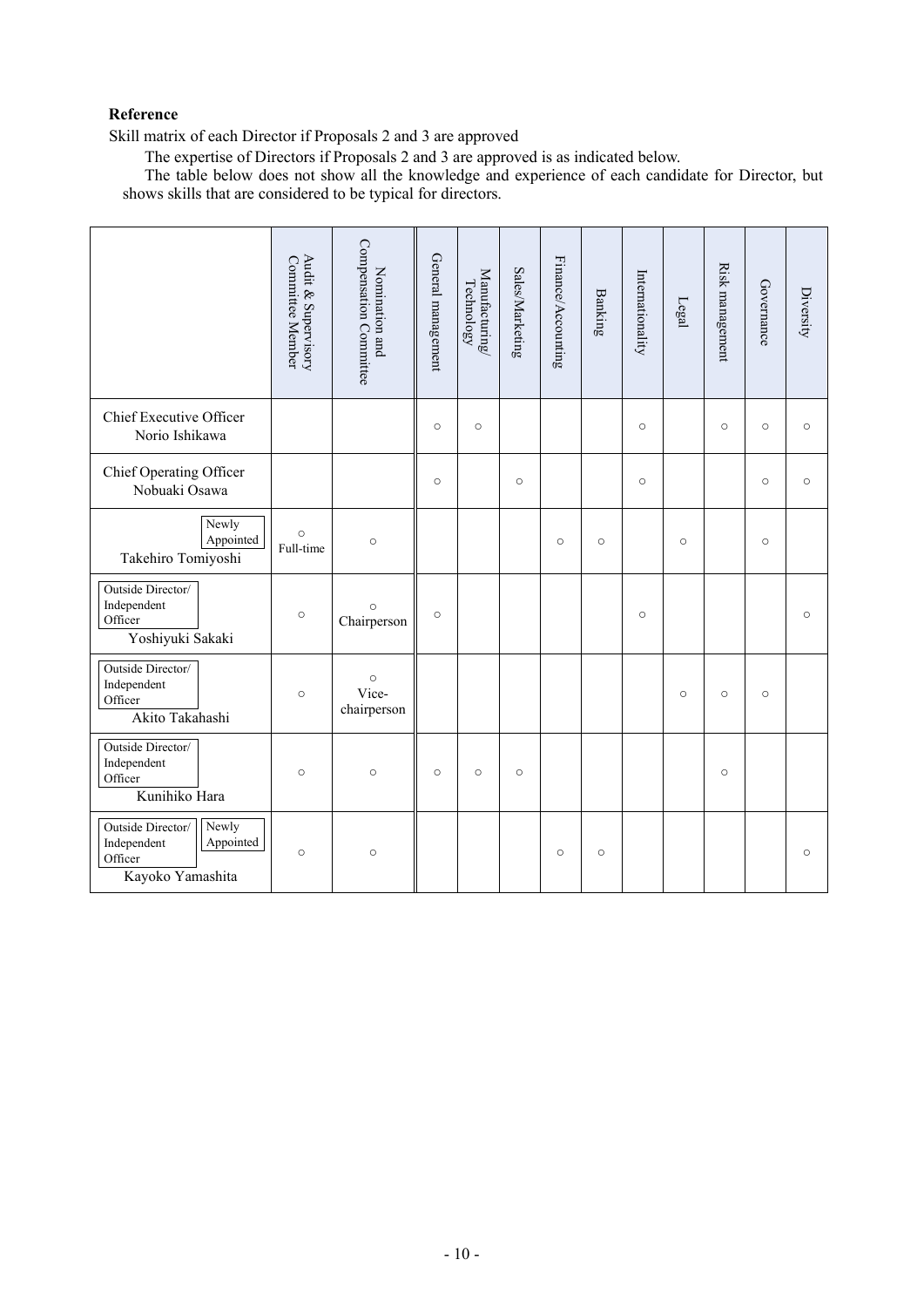**Reference**

Skill matrix of each Director if Proposals 2 and 3 are approved

The expertise of Directors if Proposals 2 and 3 are approved is as indicated below.

The table below does not show all the knowledge and experience of each candidate for Director, but shows skills that are considered to be typical for directors.

| | Audit & Supervisory Committee Member | Nomination and Compensation Committee | General management | Manufacturing/ Technology | Sales/Marketing | Finance/Accounting | Banking | Internationality | Legal | Risk management | Governance | Diversity |
|---|---|---|---|---|---|---|---|---|---|---|---|---|
| Chief Executive Officer Norio Ishikawa | | | ○ | ○ | | | | ○ | | ○ | ○ | ○ |
| Chief Operating Officer Nobuaki Osawa | | | ○ | | ○ | | | ○ | | | ○ | ○ |
| Newly Appointed Takehiro Tomiyoshi | ○ Full-time | ○ | | | | ○ | ○ | | ○ | | ○ | |
| Outside Director/ Independent Officer Yoshiyuki Sakaki | ○ | ○ Chairperson | ○ | | | | | ○ | | | | ○ |
| Outside Director/ Independent Officer Akito Takahashi | ○ | ○ Vice-chairperson | | | | | | | ○ | ○ | ○ | |
| Outside Director/ Independent Officer Kunihiko Hara | ○ | ○ | ○ | ○ | ○ | | | | | ○ | | |
| Outside Director/ Independent Officer Newly Appointed Kayoko Yamashita | ○ | ○ | | | | ○ | ○ | | | | | ○ |